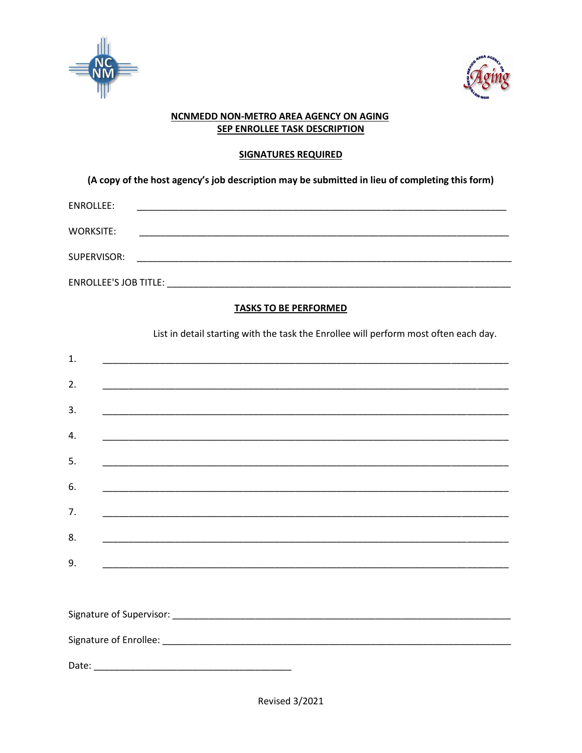# NCNMEDD NON-METRO AREA AGENCY ON AGING
## SEP ENROLLEE TASK DESCRIPTION

### SIGNATURES REQUIRED

**(A copy of the host agency's job description may be submitted in lieu of completing this form)**

ENROLLEE: ___________________________________________________________________________

WORKSITE: ___________________________________________________________________________

SUPERVISOR: ___________________________________________________________________________

ENROLLEE'S JOB TITLE: ___________________________________________________________________

### TASKS TO BE PERFORMED

List in detail starting with the task the Enrollee will perform most often each day.

1. ___________________________________________________________________________

2. ___________________________________________________________________________

3. ___________________________________________________________________________

4. ___________________________________________________________________________

5. ___________________________________________________________________________

6. ___________________________________________________________________________

7. ___________________________________________________________________________

8. ___________________________________________________________________________

9. ___________________________________________________________________________

Signature of Supervisor: ___________________________________________________________________

Signature of Enrollee: _____________________________________________________________________

Date: ________________________________________

Revised 3/2021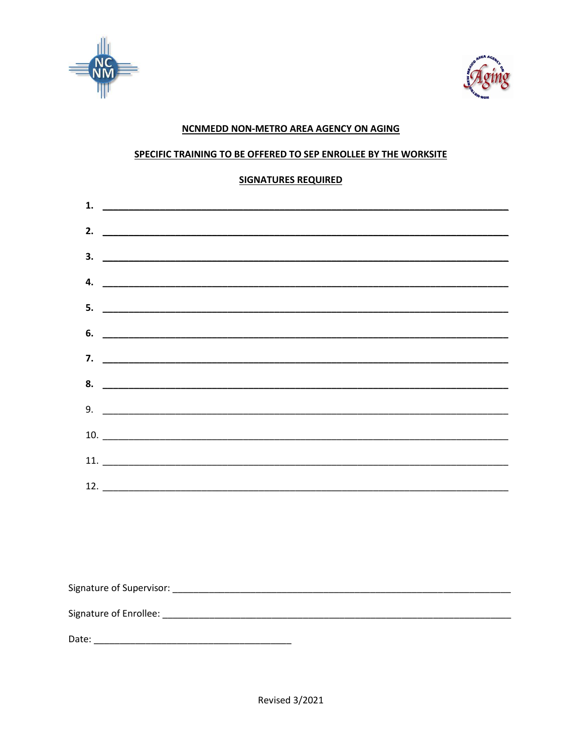**NCNMEDD NON-METRO AREA AGENCY ON AGING**

**SPECIFIC TRAINING TO BE OFFERED TO SEP ENROLLEE BY THE WORKSITE**

**SIGNATURES REQUIRED**

**1.** ______________________________________________________________________

**2.** ______________________________________________________________________

**3.** ______________________________________________________________________

**4.** ______________________________________________________________________

**5.** ______________________________________________________________________

**6.** ______________________________________________________________________

**7.** ______________________________________________________________________

**8.** ______________________________________________________________________

9. ______________________________________________________________________

10. ______________________________________________________________________

11. ______________________________________________________________________

12. ______________________________________________________________________

Signature of Supervisor: ______________________________________________________

Signature of Enrollee: ________________________________________________________

Date: ____________________________________

Revised 3/2021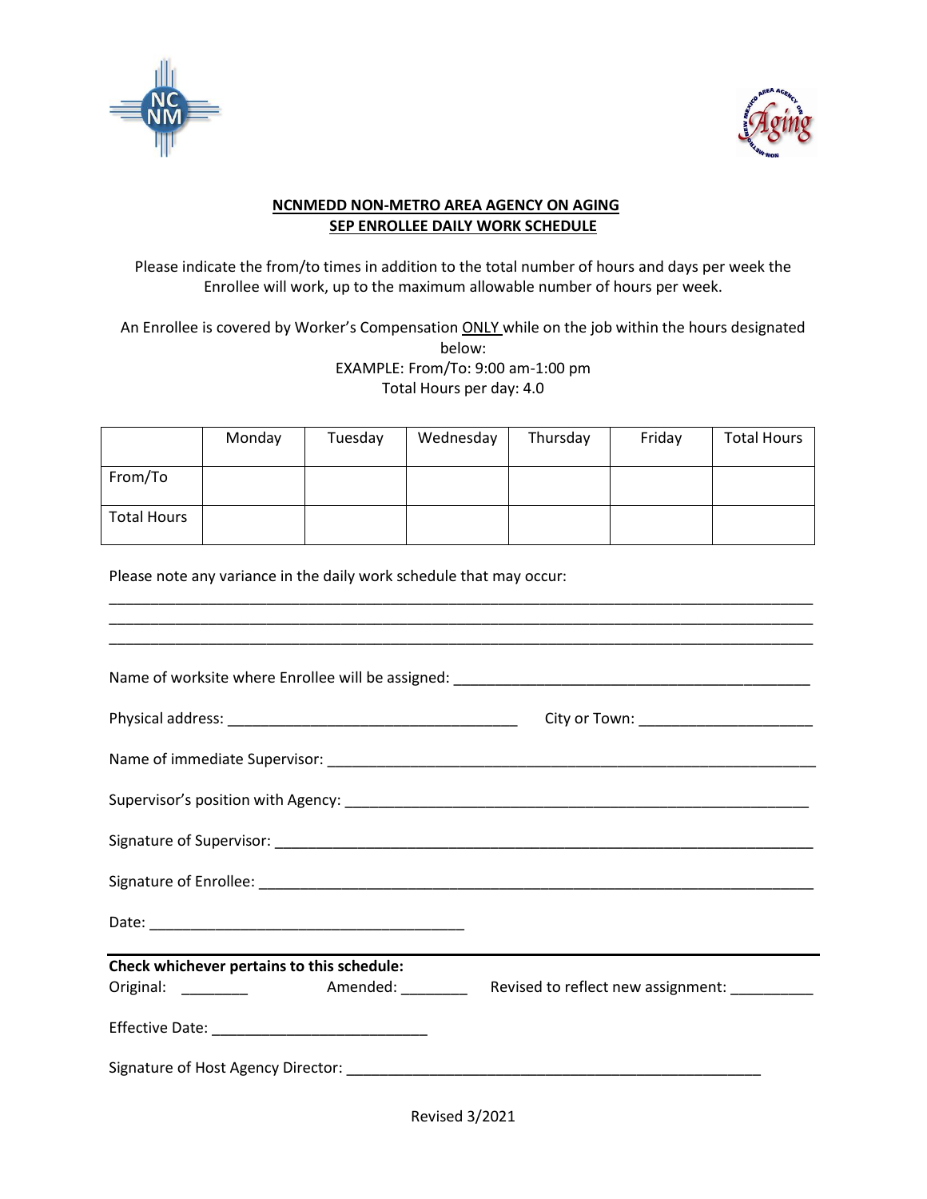**NCNMEDD NON-METRO AREA AGENCY ON AGING**
**SEP ENROLLEE DAILY WORK SCHEDULE**

Please indicate the from/to times in addition to the total number of hours and days per week the Enrollee will work, up to the maximum allowable number of hours per week.

An Enrollee is covered by Worker's Compensation ONLY while on the job within the hours designated below:
EXAMPLE: From/To: 9:00 am-1:00 pm
Total Hours per day: 4.0

| | Monday | Tuesday | Wednesday | Thursday | Friday | Total Hours |
|---|---|---|---|---|---|---|
| From/To | | | | | | |
| Total Hours | | | | | | |

Please note any variance in the daily work schedule that may occur:
_______________________________________________________________________________
_______________________________________________________________________________
_______________________________________________________________________________

Name of worksite where Enrollee will be assigned: ___________________________________________

Physical address: ___________________________________ City or Town: ____________________

Name of immediate Supervisor: ____________________________________________________________

Supervisor's position with Agency: _________________________________________________________

Signature of Supervisor: _________________________________________________________________

Signature of Enrollee: ___________________________________________________________________

Date: ______________________________________

**Check whichever pertains to this schedule:**
Original: ________ Amended: ________ Revised to reflect new assignment: __________

Effective Date: __________________________

Signature of Host Agency Director: ___________________________________________________

Revised 3/2021